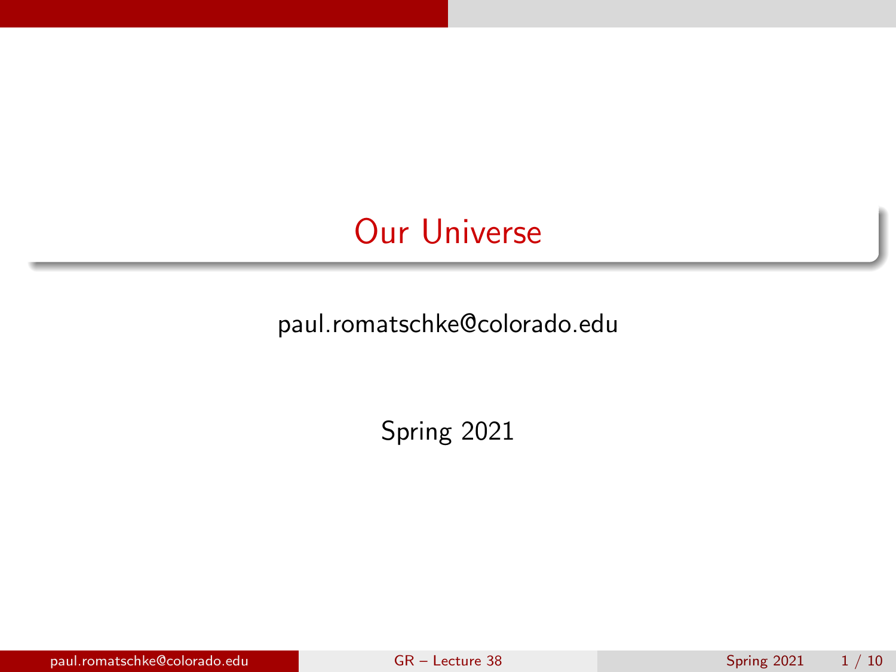# Our Universe

paul.romatschke@colorado.edu

Spring 2021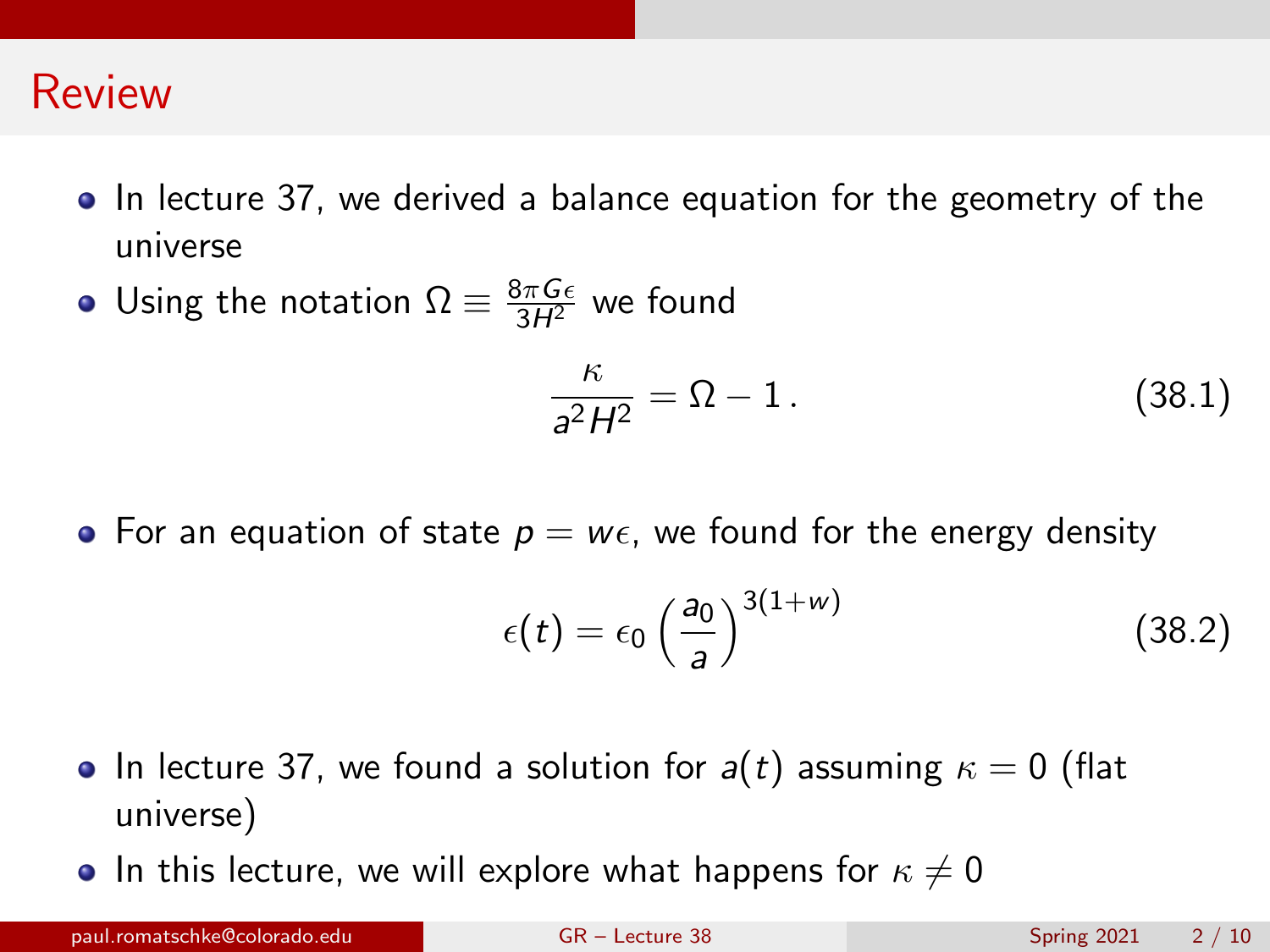# Review

- In lecture 37, we derived a balance equation for the geometry of the universe
- Using the notation $\Omega \equiv \frac{8\pi G\epsilon}{3H^2}$ we found

$$\frac{\kappa}{a^2 H^2} = \Omega - 1\,. \tag{38.1}$$

- For an equation of state $p = w\epsilon$, we found for the energy density

$$\epsilon(t) = \epsilon_0 \left(\frac{a_0}{a}\right)^{3(1+w)} \tag{38.2}$$

- In lecture 37, we found a solution for $a(t)$ assuming $\kappa = 0$ (flat universe)
- In this lecture, we will explore what happens for $\kappa \neq 0$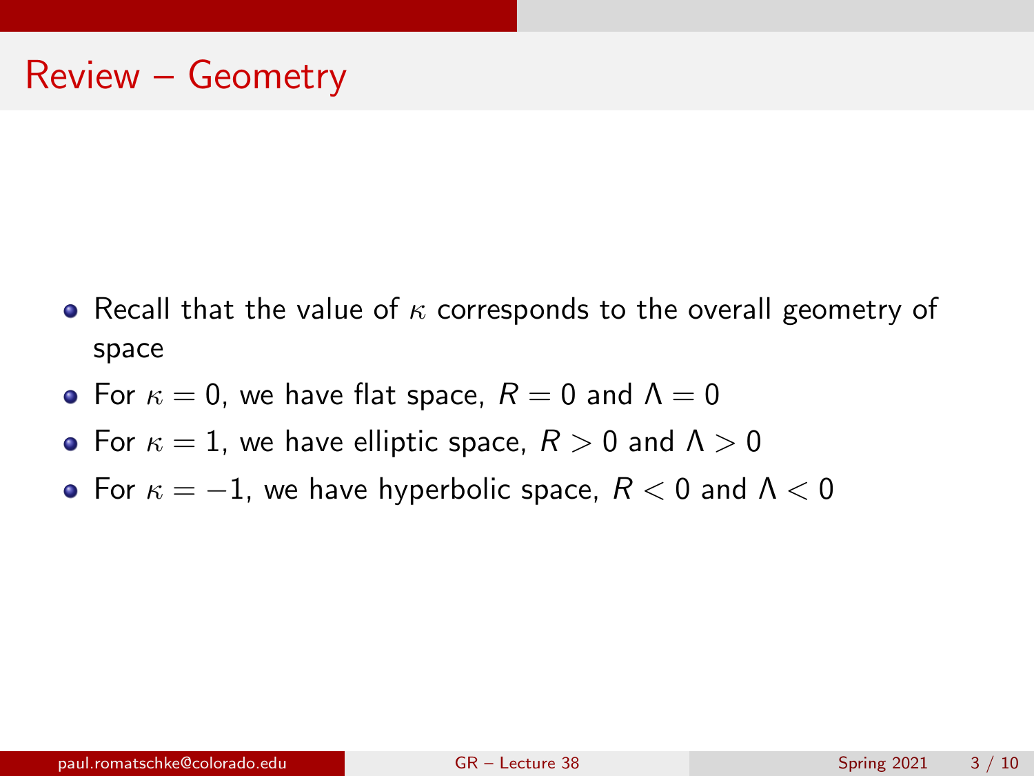# Review – Geometry

- Recall that the value of $\kappa$ corresponds to the overall geometry of space
- For $\kappa = 0$, we have flat space, $R = 0$ and $\Lambda = 0$
- For $\kappa = 1$, we have elliptic space, $R > 0$ and $\Lambda > 0$
- For $\kappa = -1$, we have hyperbolic space, $R < 0$ and $\Lambda < 0$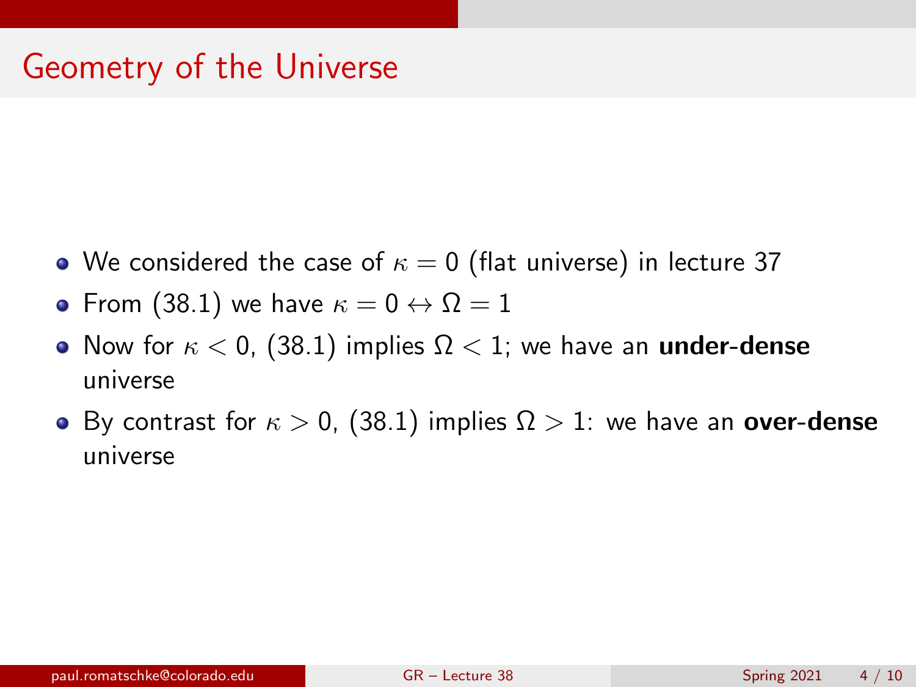# Geometry of the Universe

- We considered the case of $\kappa = 0$ (flat universe) in lecture 37
- From (38.1) we have $\kappa = 0 \leftrightarrow \Omega = 1$
- Now for $\kappa < 0$, (38.1) implies $\Omega < 1$; we have an **under-dense** universe
- By contrast for $\kappa > 0$, (38.1) implies $\Omega > 1$: we have an **over-dense** universe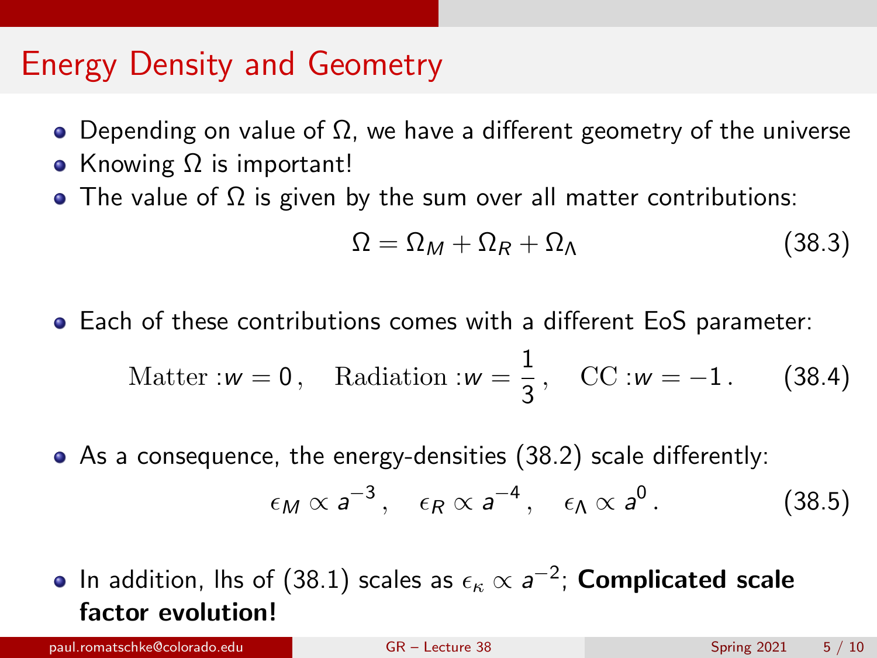# Energy Density and Geometry

- Depending on value of $\Omega$, we have a different geometry of the universe
- Knowing $\Omega$ is important!
- The value of $\Omega$ is given by the sum over all matter contributions:

$$\Omega = \Omega_M + \Omega_R + \Omega_\Lambda \tag{38.3}$$

- Each of these contributions comes with a different EoS parameter:

$$\text{Matter}: w = 0\,, \quad \text{Radiation}: w = \frac{1}{3}\,, \quad \text{CC}: w = -1\,. \tag{38.4}$$

- As a consequence, the energy-densities (38.2) scale differently:

$$\epsilon_M \propto a^{-3}\,, \quad \epsilon_R \propto a^{-4}\,, \quad \epsilon_\Lambda \propto a^{0}\,. \tag{38.5}$$

- In addition, lhs of (38.1) scales as $\epsilon_\kappa \propto a^{-2}$; **Complicated scale factor evolution!**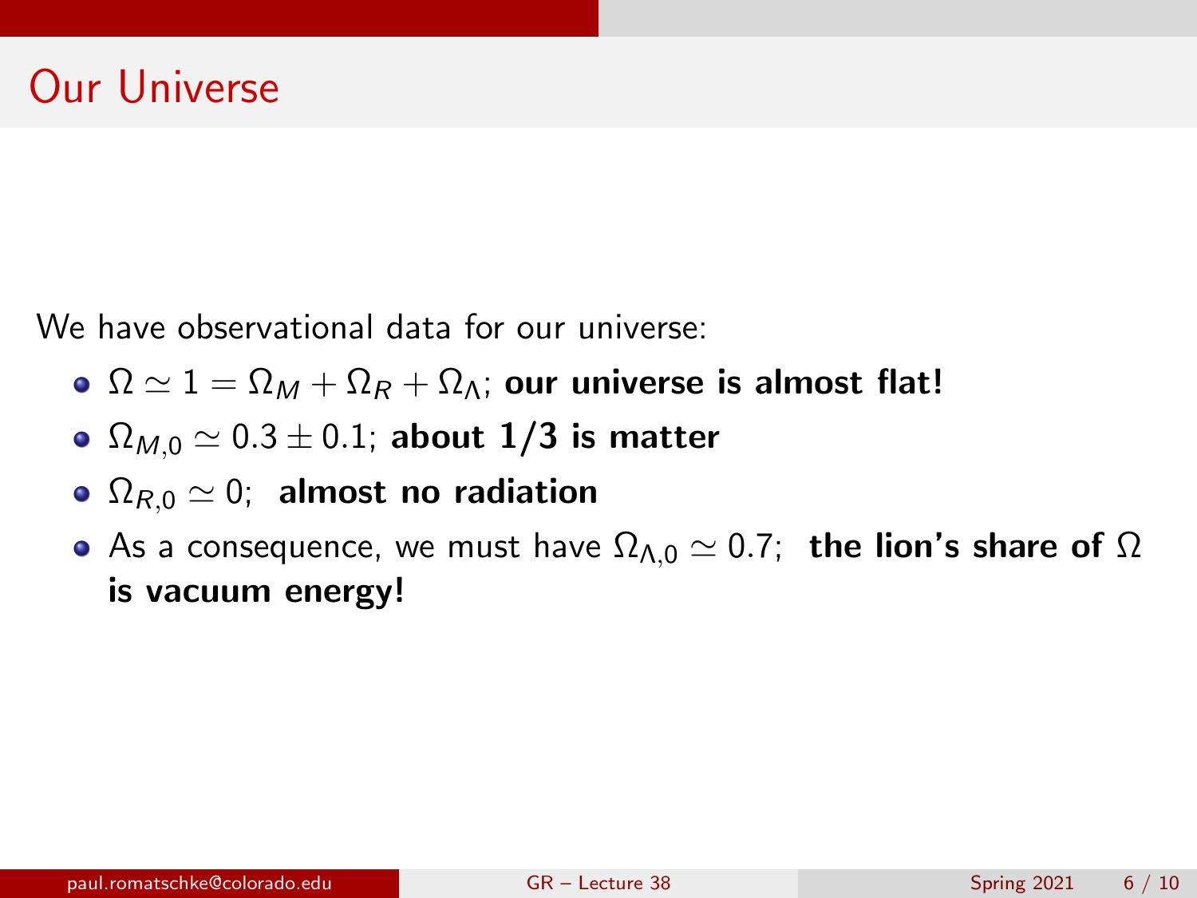# Our Universe

We have observational data for our universe:

- $\Omega \simeq 1 = \Omega_M + \Omega_R + \Omega_\Lambda$; **our universe is almost flat!**
- $\Omega_{M,0} \simeq 0.3 \pm 0.1$; **about 1/3 is matter**
- $\Omega_{R,0} \simeq 0$; **almost no radiation**
- As a consequence, we must have $\Omega_{\Lambda,0} \simeq 0.7$; **the lion's share of $\Omega$ is vacuum energy!**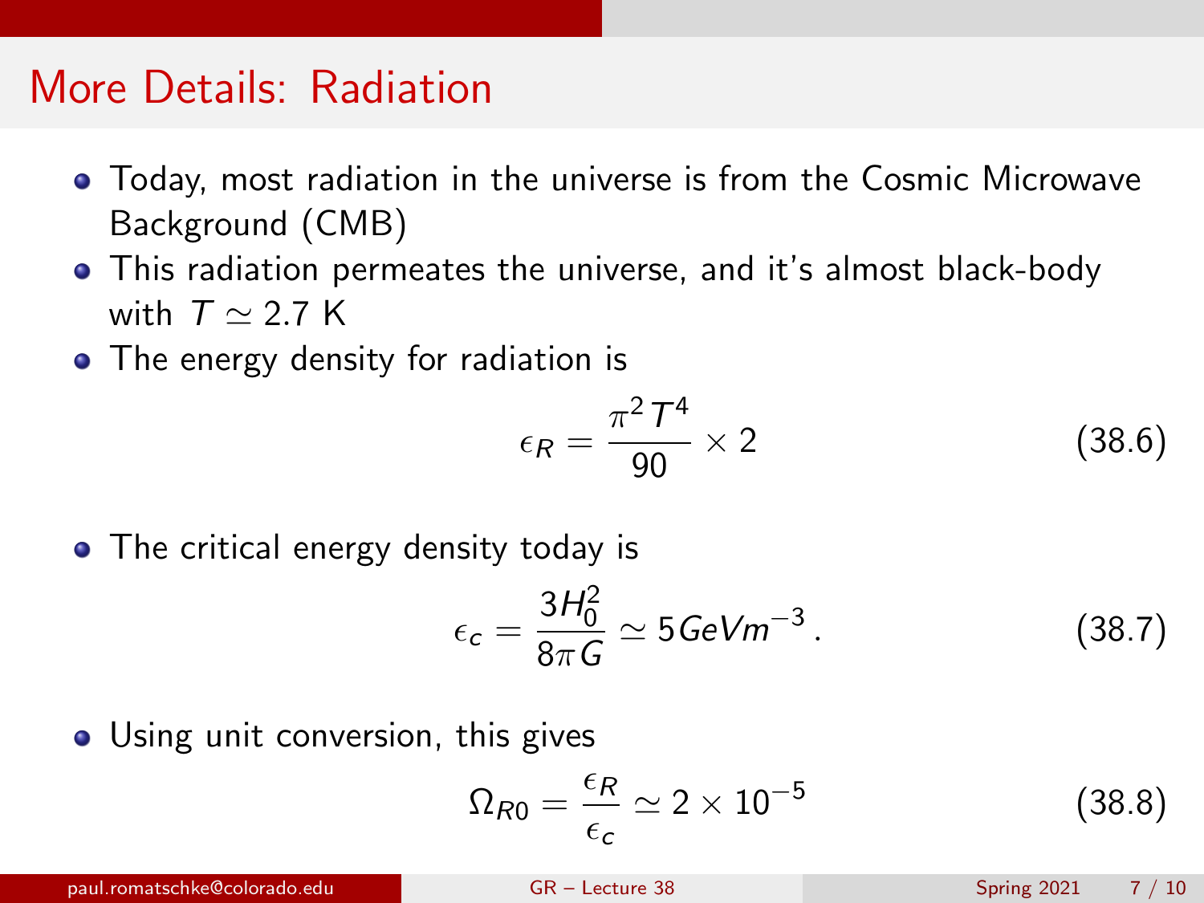# More Details: Radiation

- Today, most radiation in the universe is from the Cosmic Microwave Background (CMB)
- This radiation permeates the universe, and it's almost black-body with $T \simeq 2.7$ K
- The energy density for radiation is

$$\epsilon_R = \frac{\pi^2 T^4}{90} \times 2 \tag{38.6}$$

- The critical energy density today is

$$\epsilon_c = \frac{3H_0^2}{8\pi G} \simeq 5 GeV m^{-3} \, . \tag{38.7}$$

- Using unit conversion, this gives

$$\Omega_{R0} = \frac{\epsilon_R}{\epsilon_c} \simeq 2 \times 10^{-5} \tag{38.8}$$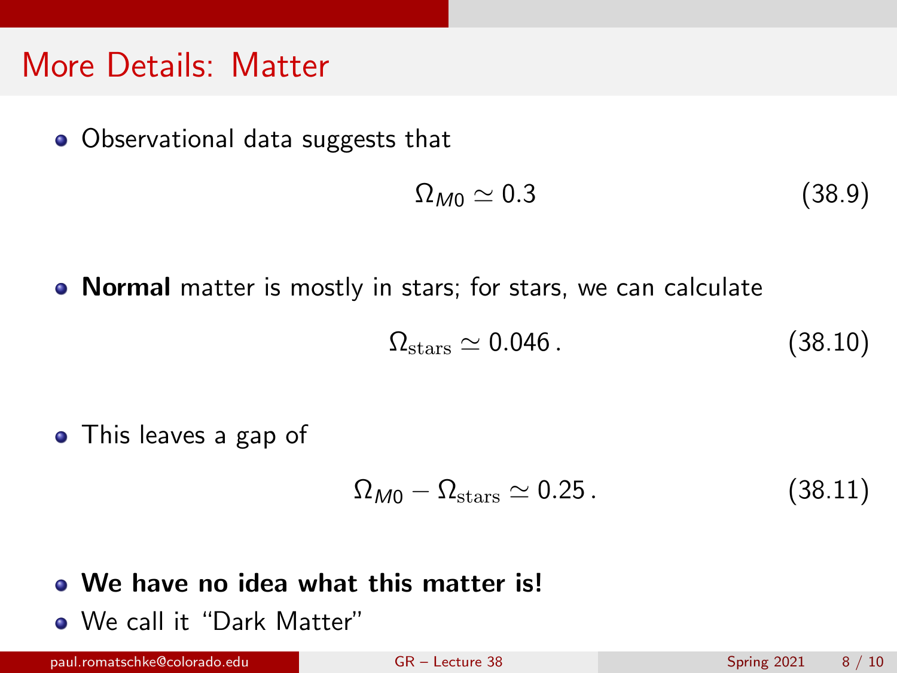# More Details: Matter

- Observational data suggests that

$$\Omega_{M0} \simeq 0.3 \tag{38.9}$$

- **Normal** matter is mostly in stars; for stars, we can calculate

$$\Omega_{\rm stars} \simeq 0.046\,. \tag{38.10}$$

- This leaves a gap of

$$\Omega_{M0} - \Omega_{\rm stars} \simeq 0.25\,. \tag{38.11}$$

- **We have no idea what this matter is!**
- We call it "Dark Matter"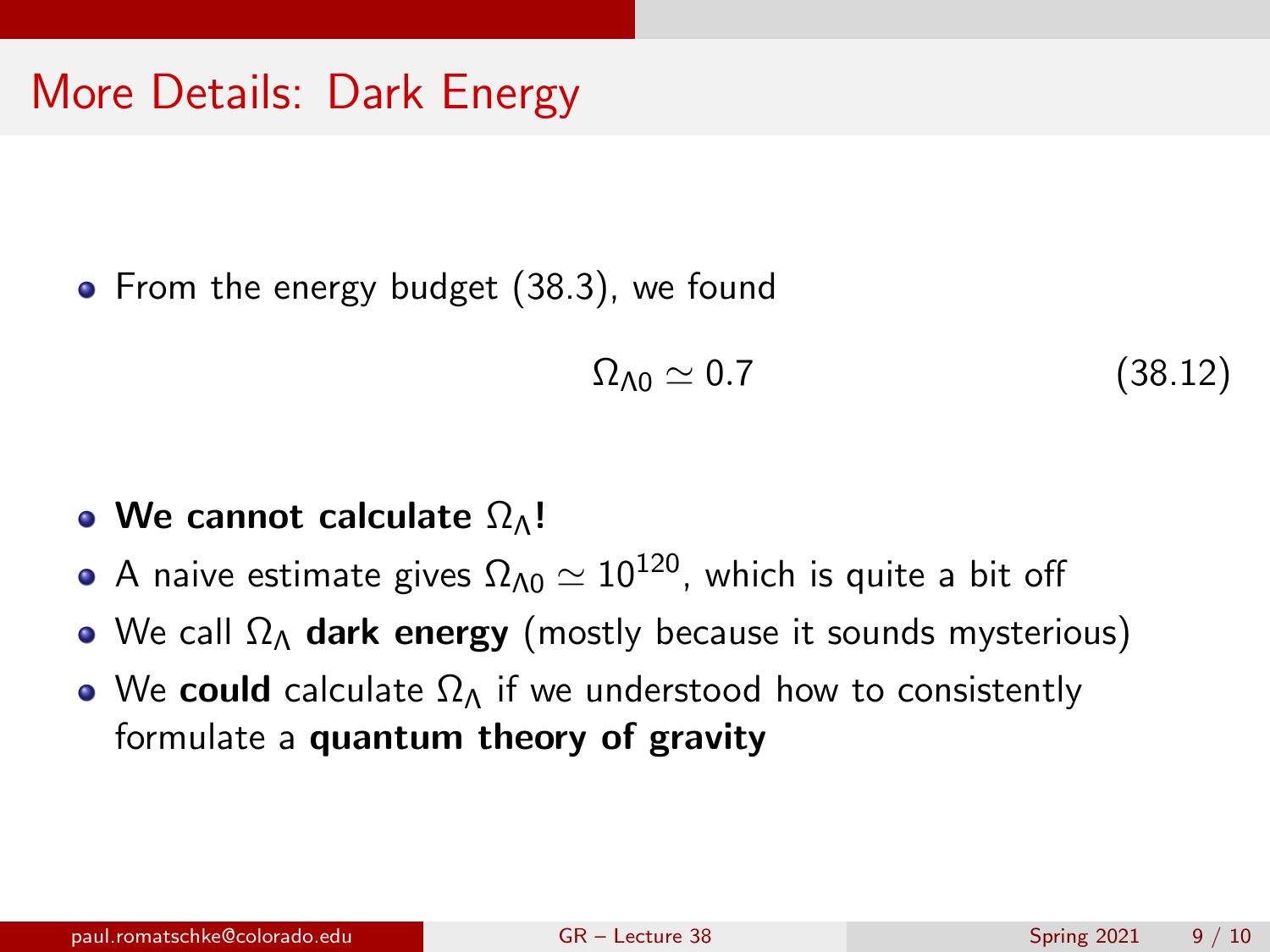# More Details: Dark Energy

- From the energy budget (38.3), we found

$$\Omega_{\Lambda 0} \simeq 0.7 \tag{38.12}$$

- **We cannot calculate $\Omega_\Lambda$!**
- A naive estimate gives $\Omega_{\Lambda 0} \simeq 10^{120}$, which is quite a bit off
- We call $\Omega_\Lambda$ **dark energy** (mostly because it sounds mysterious)
- We **could** calculate $\Omega_\Lambda$ if we understood how to consistently formulate a **quantum theory of gravity**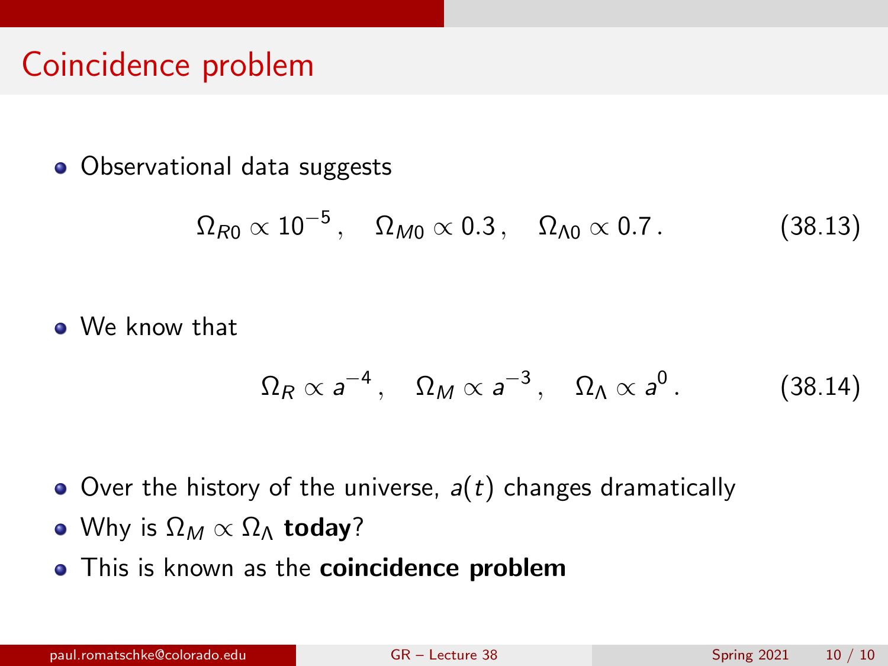# Coincidence problem

- Observational data suggests

$$\Omega_{R0} \propto 10^{-5}\,, \quad \Omega_{M0} \propto 0.3\,, \quad \Omega_{\Lambda 0} \propto 0.7\,. \tag{38.13}$$

- We know that

$$\Omega_R \propto a^{-4}\,, \quad \Omega_M \propto a^{-3}\,, \quad \Omega_\Lambda \propto a^0\,. \tag{38.14}$$

- Over the history of the universe, $a(t)$ changes dramatically
- Why is $\Omega_M \propto \Omega_\Lambda$ **today**?
- This is known as the **coincidence problem**